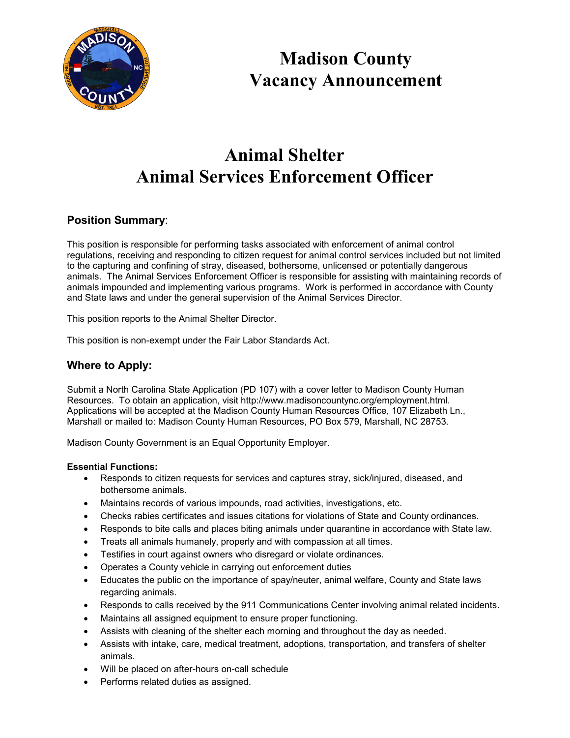# Madison County
# Vacancy Announcement

# Animal Shelter
# Animal Services Enforcement Officer

## Position Summary:

This position is responsible for performing tasks associated with enforcement of animal control regulations, receiving and responding to citizen request for animal control services included but not limited to the capturing and confining of stray, diseased, bothersome, unlicensed or potentially dangerous animals. The Animal Services Enforcement Officer is responsible for assisting with maintaining records of animals impounded and implementing various programs. Work is performed in accordance with County and State laws and under the general supervision of the Animal Services Director.

This position reports to the Animal Shelter Director.

This position is non-exempt under the Fair Labor Standards Act.

## Where to Apply:

Submit a North Carolina State Application (PD 107) with a cover letter to Madison County Human Resources. To obtain an application, visit http://www.madisoncountync.org/employment.html. Applications will be accepted at the Madison County Human Resources Office, 107 Elizabeth Ln., Marshall or mailed to: Madison County Human Resources, PO Box 579, Marshall, NC 28753.

Madison County Government is an Equal Opportunity Employer.

**Essential Functions:**

- Responds to citizen requests for services and captures stray, sick/injured, diseased, and bothersome animals.
- Maintains records of various impounds, road activities, investigations, etc.
- Checks rabies certificates and issues citations for violations of State and County ordinances.
- Responds to bite calls and places biting animals under quarantine in accordance with State law.
- Treats all animals humanely, properly and with compassion at all times.
- Testifies in court against owners who disregard or violate ordinances.
- Operates a County vehicle in carrying out enforcement duties
- Educates the public on the importance of spay/neuter, animal welfare, County and State laws regarding animals.
- Responds to calls received by the 911 Communications Center involving animal related incidents.
- Maintains all assigned equipment to ensure proper functioning.
- Assists with cleaning of the shelter each morning and throughout the day as needed.
- Assists with intake, care, medical treatment, adoptions, transportation, and transfers of shelter animals.
- Will be placed on after-hours on-call schedule
- Performs related duties as assigned.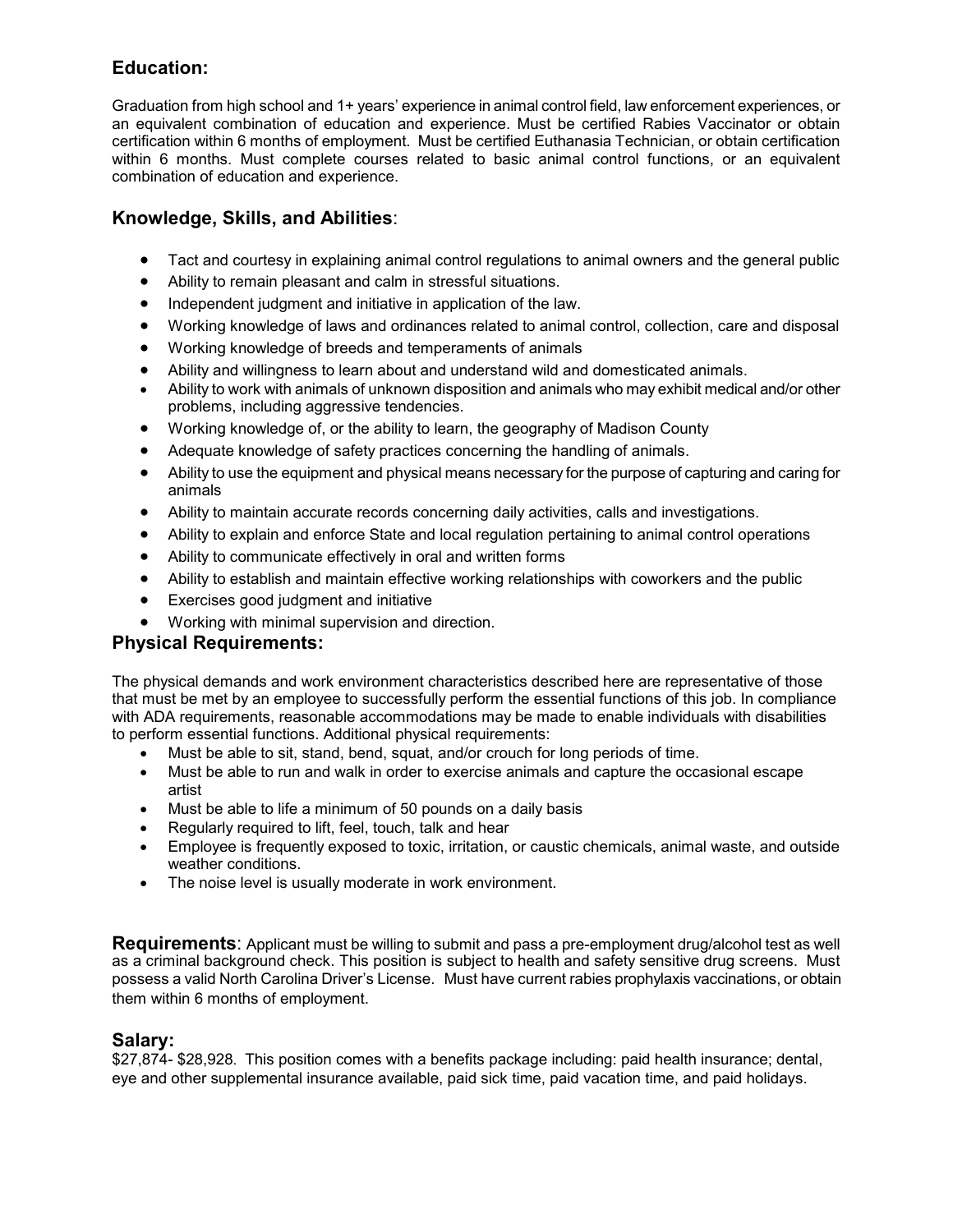## Education:

Graduation from high school and 1+ years' experience in animal control field, law enforcement experiences, or an equivalent combination of education and experience. Must be certified Rabies Vaccinator or obtain certification within 6 months of employment. Must be certified Euthanasia Technician, or obtain certification within 6 months. Must complete courses related to basic animal control functions, or an equivalent combination of education and experience.

## Knowledge, Skills, and Abilities:

- Tact and courtesy in explaining animal control regulations to animal owners and the general public
- Ability to remain pleasant and calm in stressful situations.
- Independent judgment and initiative in application of the law.
- Working knowledge of laws and ordinances related to animal control, collection, care and disposal
- Working knowledge of breeds and temperaments of animals
- Ability and willingness to learn about and understand wild and domesticated animals.
- Ability to work with animals of unknown disposition and animals who may exhibit medical and/or other problems, including aggressive tendencies.
- Working knowledge of, or the ability to learn, the geography of Madison County
- Adequate knowledge of safety practices concerning the handling of animals.
- Ability to use the equipment and physical means necessary for the purpose of capturing and caring for animals
- Ability to maintain accurate records concerning daily activities, calls and investigations.
- Ability to explain and enforce State and local regulation pertaining to animal control operations
- Ability to communicate effectively in oral and written forms
- Ability to establish and maintain effective working relationships with coworkers and the public
- Exercises good judgment and initiative
- Working with minimal supervision and direction.

## Physical Requirements:

The physical demands and work environment characteristics described here are representative of those that must be met by an employee to successfully perform the essential functions of this job. In compliance with ADA requirements, reasonable accommodations may be made to enable individuals with disabilities to perform essential functions. Additional physical requirements:

- Must be able to sit, stand, bend, squat, and/or crouch for long periods of time.
- Must be able to run and walk in order to exercise animals and capture the occasional escape artist
- Must be able to life a minimum of 50 pounds on a daily basis
- Regularly required to lift, feel, touch, talk and hear
- Employee is frequently exposed to toxic, irritation, or caustic chemicals, animal waste, and outside weather conditions.
- The noise level is usually moderate in work environment.

**Requirements**: Applicant must be willing to submit and pass a pre-employment drug/alcohol test as well as a criminal background check. This position is subject to health and safety sensitive drug screens. Must possess a valid North Carolina Driver's License. Must have current rabies prophylaxis vaccinations, or obtain them within 6 months of employment.

## Salary:

$27,874- $28,928. This position comes with a benefits package including: paid health insurance; dental, eye and other supplemental insurance available, paid sick time, paid vacation time, and paid holidays.